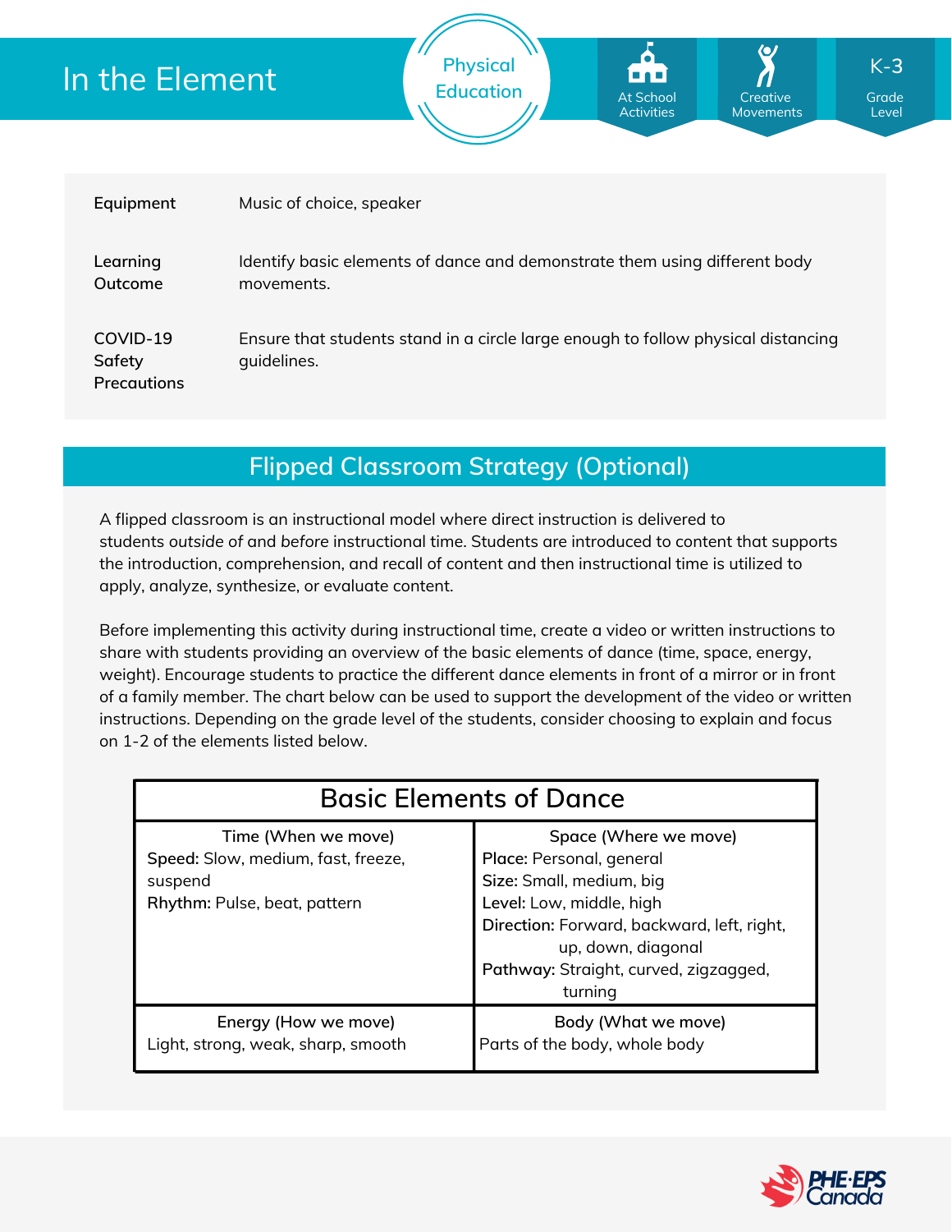# In the Element

Physical Education | At School Activities | Creative Movements | K-3 Grade Level

| | |
|---|---|
| **Equipment** | Music of choice, speaker |
| **Learning Outcome** | Identify basic elements of dance and demonstrate them using different body movements. |
| **COVID-19 Safety Precautions** | Ensure that students stand in a circle large enough to follow physical distancing guidelines. |

## Flipped Classroom Strategy (Optional)

A flipped classroom is an instructional model where direct instruction is delivered to students *outside of* and *before* instructional time. Students are introduced to content that supports the introduction, comprehension, and recall of content and then instructional time is utilized to apply, analyze, synthesize, or evaluate content.

Before implementing this activity during instructional time, create a video or written instructions to share with students providing an overview of the basic elements of dance (time, space, energy, weight). Encourage students to practice the different dance elements in front of a mirror or in front of a family member. The chart below can be used to support the development of the video or written instructions. Depending on the grade level of the students, consider choosing to explain and focus on 1-2 of the elements listed below.

| Basic Elements of Dance | |
|---|---|
| Time (When we move)<br>**Speed:** Slow, medium, fast, freeze, suspend<br>**Rhythm:** Pulse, beat, pattern | Space (Where we move)<br>**Place:** Personal, general<br>**Size:** Small, medium, big<br>**Level:** Low, middle, high<br>**Direction:** Forward, backward, left, right, up, down, diagonal<br>**Pathway:** Straight, curved, zigzagged, turning |
| Energy (How we move)<br>Light, strong, weak, sharp, smooth | Body (What we move)<br>Parts of the body, whole body |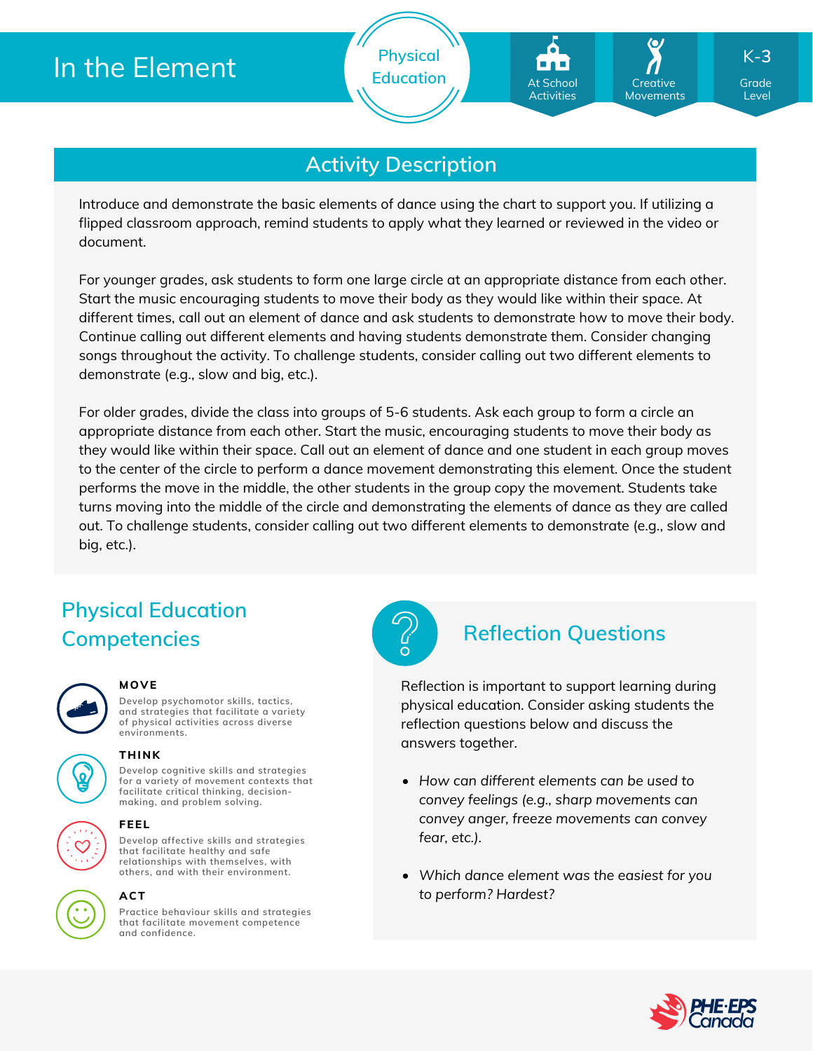# In the Element

Physical Education

At School Activities | Creative Movements | K-3 Grade Level

## Activity Description

Introduce and demonstrate the basic elements of dance using the chart to support you. If utilizing a flipped classroom approach, remind students to apply what they learned or reviewed in the video or document.

For younger grades, ask students to form one large circle at an appropriate distance from each other. Start the music encouraging students to move their body as they would like within their space. At different times, call out an element of dance and ask students to demonstrate how to move their body. Continue calling out different elements and having students demonstrate them. Consider changing songs throughout the activity. To challenge students, consider calling out two different elements to demonstrate (e.g., slow and big, etc.).

For older grades, divide the class into groups of 5-6 students. Ask each group to form a circle an appropriate distance from each other. Start the music, encouraging students to move their body as they would like within their space. Call out an element of dance and one student in each group moves to the center of the circle to perform a dance movement demonstrating this element. Once the student performs the move in the middle, the other students in the group copy the movement. Students take turns moving into the middle of the circle and demonstrating the elements of dance as they are called out. To challenge students, consider calling out two different elements to demonstrate (e.g., slow and big, etc.).

## Physical Education Competencies

**MOVE**

Develop psychomotor skills, tactics, and strategies that facilitate a variety of physical activities across diverse environments.

**THINK**

Develop cognitive skills and strategies for a variety of movement contexts that facilitate critical thinking, decision-making, and problem solving.

**FEEL**

Develop affective skills and strategies that facilitate healthy and safe relationships with themselves, with others, and with their environment.

**ACT**

Practice behaviour skills and strategies that facilitate movement competence and confidence.

## Reflection Questions

Reflection is important to support learning during physical education. Consider asking students the reflection questions below and discuss the answers together.

- *How can different elements can be used to convey feelings (e.g., sharp movements can convey anger, freeze movements can convey fear, etc.).*
- *Which dance element was the easiest for you to perform? Hardest?*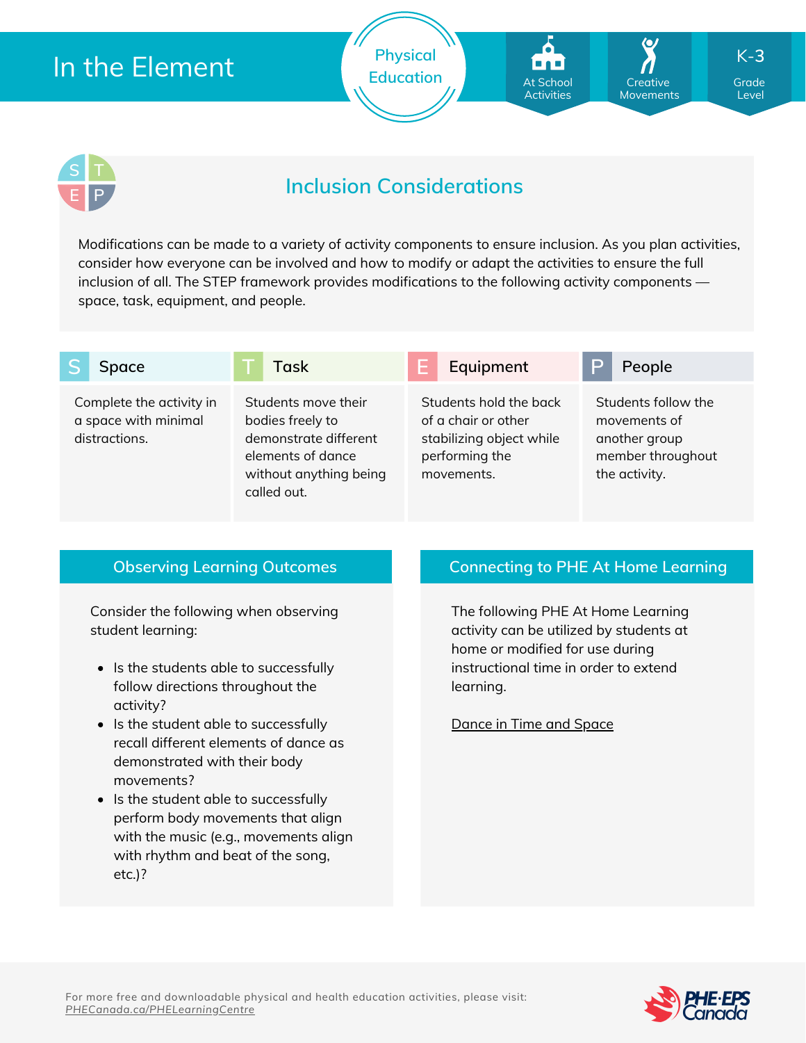# In the Element

Physical Education

At School Activities | Creative Movements | K-3 Grade Level

## Inclusion Considerations

Modifications can be made to a variety of activity components to ensure inclusion. As you plan activities, consider how everyone can be involved and how to modify or adapt the activities to ensure the full inclusion of all. The STEP framework provides modifications to the following activity components — space, task, equipment, and people.

| S Space | T Task | E Equipment | P People |
|---|---|---|---|
| Complete the activity in a space with minimal distractions. | Students move their bodies freely to demonstrate different elements of dance without anything being called out. | Students hold the back of a chair or other stabilizing object while performing the movements. | Students follow the movements of another group member throughout the activity. |

## Observing Learning Outcomes

Consider the following when observing student learning:

- Is the students able to successfully follow directions throughout the activity?
- Is the student able to successfully recall different elements of dance as demonstrated with their body movements?
- Is the student able to successfully perform body movements that align with the music (e.g., movements align with rhythm and beat of the song, etc.)?

## Connecting to PHE At Home Learning

The following PHE At Home Learning activity can be utilized by students at home or modified for use during instructional time in order to extend learning.

Dance in Time and Space

For more free and downloadable physical and health education activities, please visit: PHECanada.ca/PHELearningCentre

PHE-EPS Canada